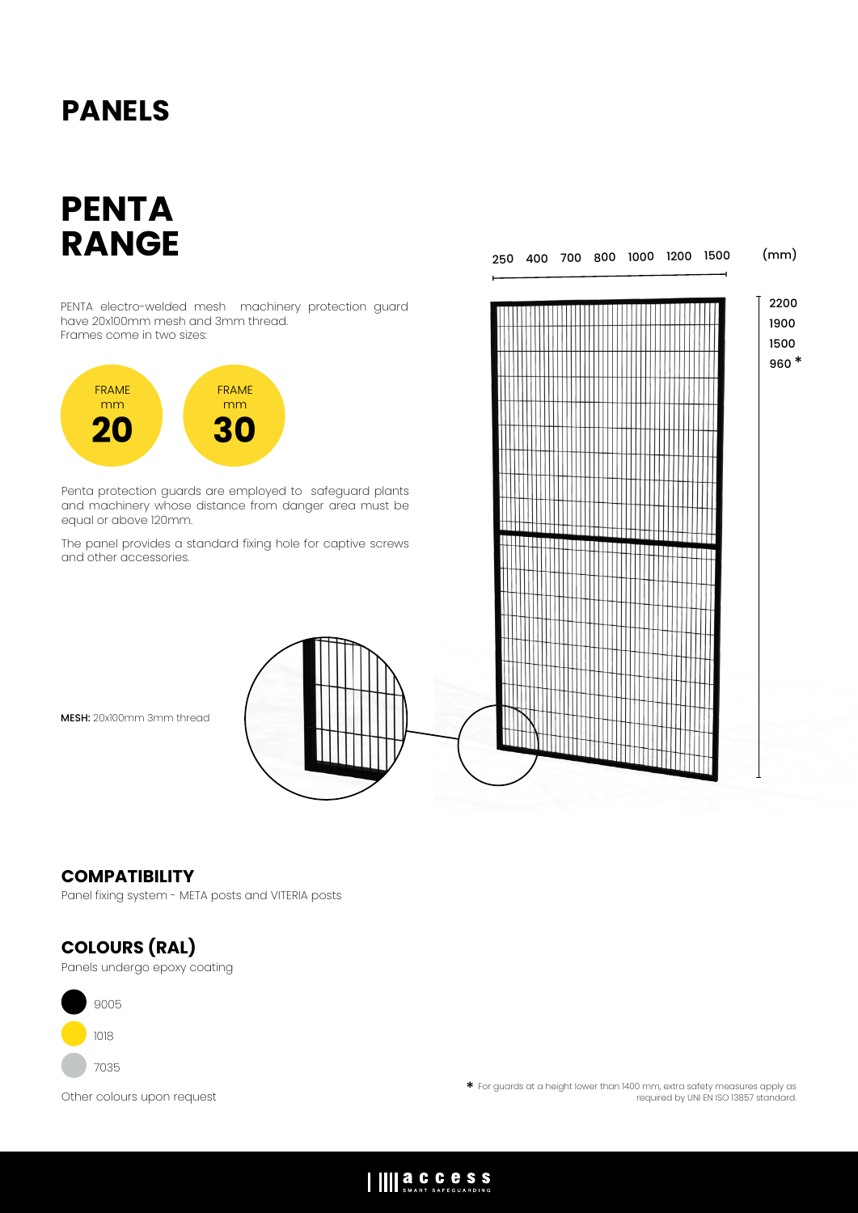# PANELS

## PENTA RANGE

PENTA electro-welded mesh machinery protection guard have 20x100mm mesh and 3mm thread. Frames come in two sizes:

FRAME mm **20**

FRAME mm **30**

Penta protection guards are employed to safeguard plants and machinery whose distance from danger area must be equal or above 120mm.

The panel provides a standard fixing hole for captive screws and other accessories.

250 400 700 800 1000 1200 1500 (mm)

2200
1900
1500
960 *

**MESH:** 20x100mm 3mm thread

### COMPATIBILITY

Panel fixing system - META posts and VITERIA posts

### COLOURS (RAL)

Panels undergo epoxy coating

- 9005
- 1018
- 7035

Other colours upon request

* For guards at a height lower than 1400 mm, extra safety measures apply as required by UNI EN ISO 13857 standard.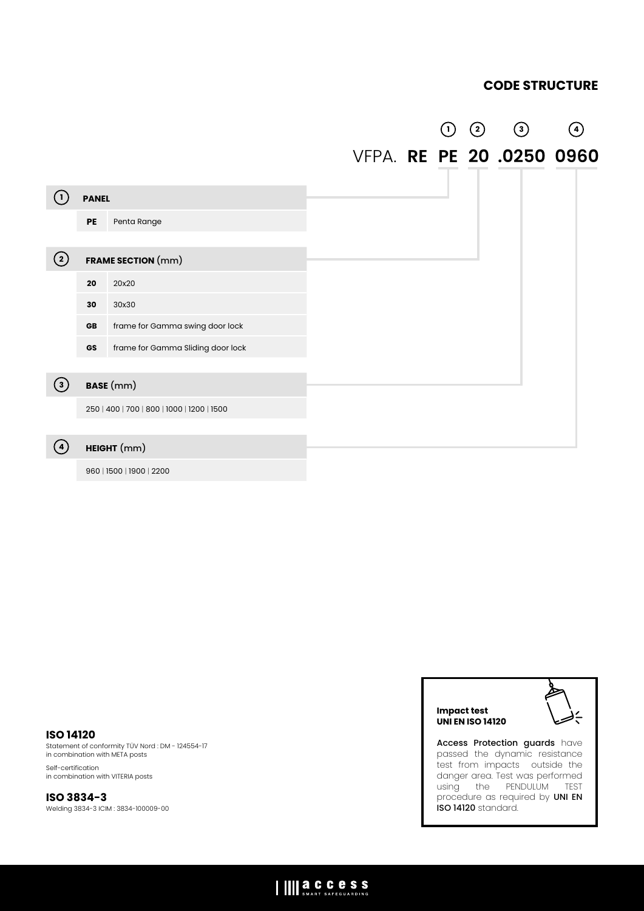## CODE STRUCTURE

VFPA. **RE PE 20 .0250 0960**

(1) PE — (2) 20 — (3) .0250 — (4) 0960

### ① PANEL

| | |
|---|---|
| **PE** | Penta Range |

### ② FRAME SECTION (mm)

| | |
|---|---|
| **20** | 20x20 |
| **30** | 30x30 |
| **GB** | frame for Gamma swing door lock |
| **GS** | frame for Gamma Sliding door lock |

### ③ BASE (mm)

250 | 400 | 700 | 800 | 1000 | 1200 | 1500

### ④ HEIGHT (mm)

960 | 1500 | 1900 | 2200

**ISO 14120**
Statement of conformity TÜV Nord : DM - 124554-17
in combination with META posts

Self-certification
in combination with VITERIA posts

**ISO 3834-3**
Welding 3834-3 ICIM : 3834-100009-00

**Impact test**
**UNI EN ISO 14120**

**Access Protection guards** have passed the dynamic resistance test from impacts outside the danger area. Test was performed using the PENDULUM TEST procedure as required by **UNI EN ISO 14120** standard.